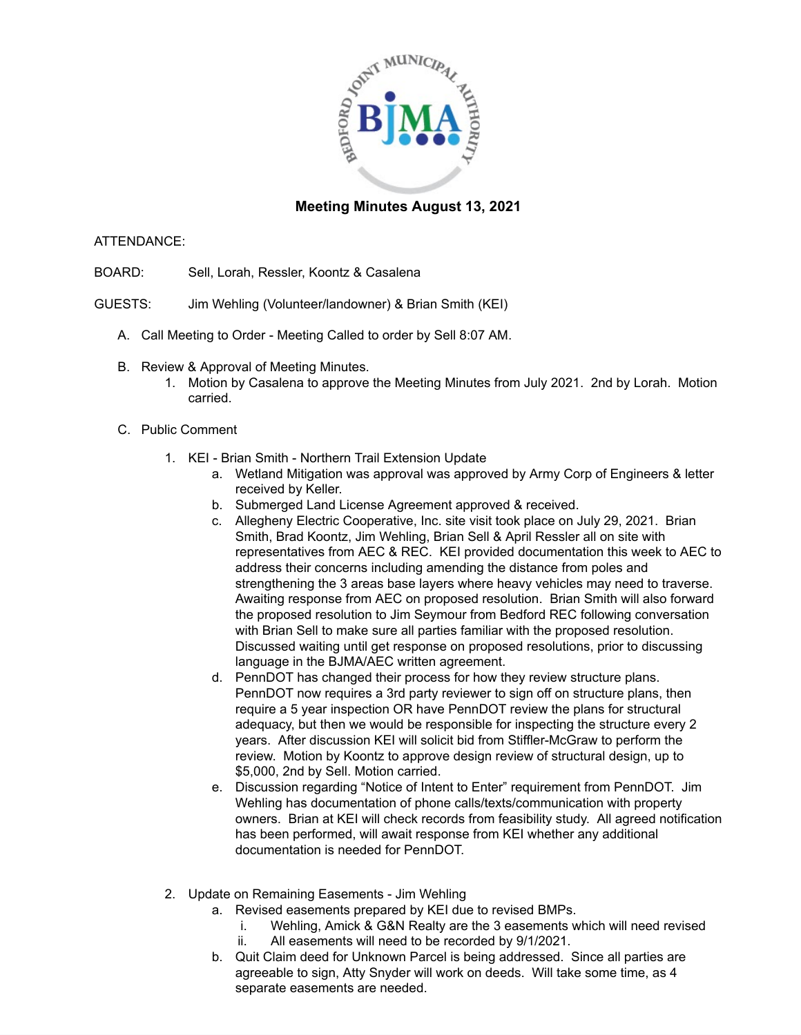## Meeting Minutes August 13, 2021

ATTENDANCE:

BOARD: Sell, Lorah, Ressler, Koontz & Casalena

GUESTS: Jim Wehling (Volunteer/landowner) & Brian Smith (KEI)

A. Call Meeting to Order - Meeting Called to order by Sell 8:07 AM.

B. Review & Approval of Meeting Minutes.
   1. Motion by Casalena to approve the Meeting Minutes from July 2021. 2nd by Lorah. Motion carried.

C. Public Comment

   1. KEI - Brian Smith - Northern Trail Extension Update
      a. Wetland Mitigation was approval was approved by Army Corp of Engineers & letter received by Keller.
      b. Submerged Land License Agreement approved & received.
      c. Allegheny Electric Cooperative, Inc. site visit took place on July 29, 2021. Brian Smith, Brad Koontz, Jim Wehling, Brian Sell & April Ressler all on site with representatives from AEC & REC. KEI provided documentation this week to AEC to address their concerns including amending the distance from poles and strengthening the 3 areas base layers where heavy vehicles may need to traverse. Awaiting response from AEC on proposed resolution. Brian Smith will also forward the proposed resolution to Jim Seymour from Bedford REC following conversation with Brian Sell to make sure all parties familiar with the proposed resolution. Discussed waiting until get response on proposed resolutions, prior to discussing language in the BJMA/AEC written agreement.
      d. PennDOT has changed their process for how they review structure plans. PennDOT now requires a 3rd party reviewer to sign off on structure plans, then require a 5 year inspection OR have PennDOT review the plans for structural adequacy, but then we would be responsible for inspecting the structure every 2 years. After discussion KEI will solicit bid from Stiffler-McGraw to perform the review. Motion by Koontz to approve design review of structural design, up to $5,000, 2nd by Sell. Motion carried.
      e. Discussion regarding "Notice of Intent to Enter" requirement from PennDOT. Jim Wehling has documentation of phone calls/texts/communication with property owners. Brian at KEI will check records from feasibility study. All agreed notification has been performed, will await response from KEI whether any additional documentation is needed for PennDOT.

   2. Update on Remaining Easements - Jim Wehling
      a. Revised easements prepared by KEI due to revised BMPs.
         i. Wehling, Amick & G&N Realty are the 3 easements which will need revised
         ii. All easements will need to be recorded by 9/1/2021.
      b. Quit Claim deed for Unknown Parcel is being addressed. Since all parties are agreeable to sign, Atty Snyder will work on deeds. Will take some time, as 4 separate easements are needed.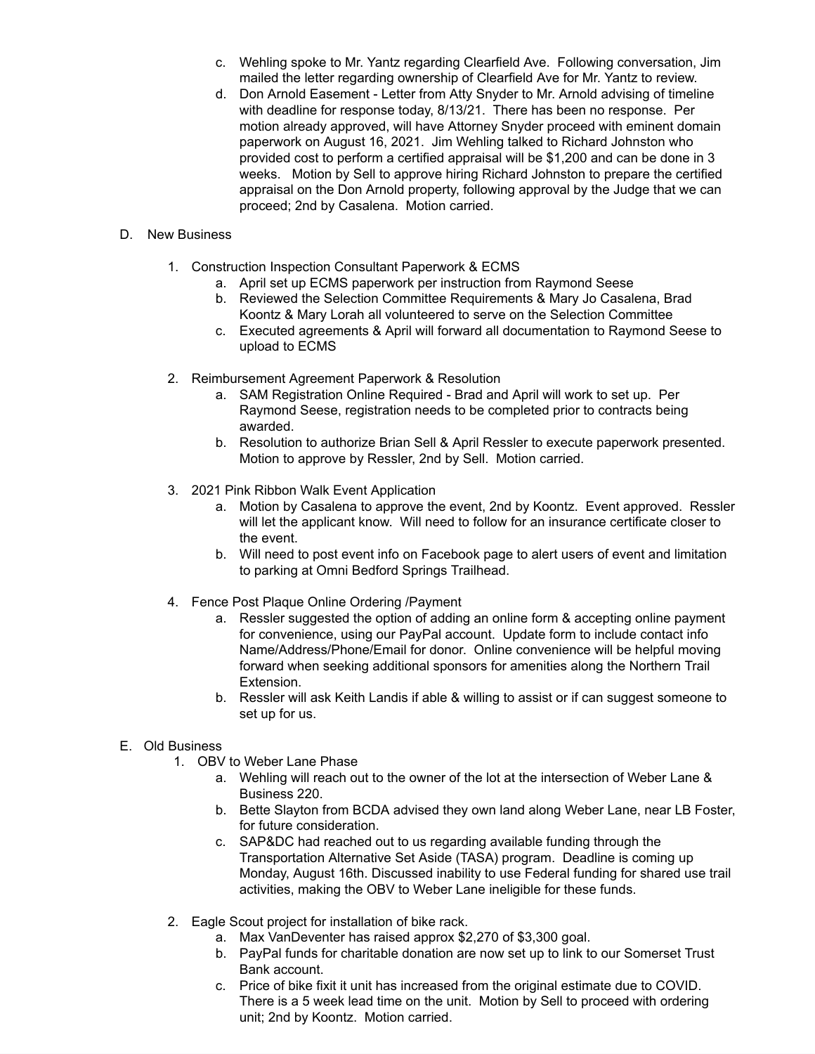c. Wehling spoke to Mr. Yantz regarding Clearfield Ave. Following conversation, Jim mailed the letter regarding ownership of Clearfield Ave for Mr. Yantz to review.

d. Don Arnold Easement - Letter from Atty Snyder to Mr. Arnold advising of timeline with deadline for response today, 8/13/21. There has been no response. Per motion already approved, will have Attorney Snyder proceed with eminent domain paperwork on August 16, 2021. Jim Wehling talked to Richard Johnston who provided cost to perform a certified appraisal will be $1,200 and can be done in 3 weeks. Motion by Sell to approve hiring Richard Johnston to prepare the certified appraisal on the Don Arnold property, following approval by the Judge that we can proceed; 2nd by Casalena. Motion carried.

D. New Business

1. Construction Inspection Consultant Paperwork & ECMS
   a. April set up ECMS paperwork per instruction from Raymond Seese
   b. Reviewed the Selection Committee Requirements & Mary Jo Casalena, Brad Koontz & Mary Lorah all volunteered to serve on the Selection Committee
   c. Executed agreements & April will forward all documentation to Raymond Seese to upload to ECMS

2. Reimbursement Agreement Paperwork & Resolution
   a. SAM Registration Online Required - Brad and April will work to set up. Per Raymond Seese, registration needs to be completed prior to contracts being awarded.
   b. Resolution to authorize Brian Sell & April Ressler to execute paperwork presented. Motion to approve by Ressler, 2nd by Sell. Motion carried.

3. 2021 Pink Ribbon Walk Event Application
   a. Motion by Casalena to approve the event, 2nd by Koontz. Event approved. Ressler will let the applicant know. Will need to follow for an insurance certificate closer to the event.
   b. Will need to post event info on Facebook page to alert users of event and limitation to parking at Omni Bedford Springs Trailhead.

4. Fence Post Plaque Online Ordering /Payment
   a. Ressler suggested the option of adding an online form & accepting online payment for convenience, using our PayPal account. Update form to include contact info Name/Address/Phone/Email for donor. Online convenience will be helpful moving forward when seeking additional sponsors for amenities along the Northern Trail Extension.
   b. Ressler will ask Keith Landis if able & willing to assist or if can suggest someone to set up for us.

E. Old Business

1. OBV to Weber Lane Phase
   a. Wehling will reach out to the owner of the lot at the intersection of Weber Lane & Business 220.
   b. Bette Slayton from BCDA advised they own land along Weber Lane, near LB Foster, for future consideration.
   c. SAP&DC had reached out to us regarding available funding through the Transportation Alternative Set Aside (TASA) program. Deadline is coming up Monday, August 16th. Discussed inability to use Federal funding for shared use trail activities, making the OBV to Weber Lane ineligible for these funds.

2. Eagle Scout project for installation of bike rack.
   a. Max VanDeventer has raised approx $2,270 of $3,300 goal.
   b. PayPal funds for charitable donation are now set up to link to our Somerset Trust Bank account.
   c. Price of bike fixit it unit has increased from the original estimate due to COVID. There is a 5 week lead time on the unit. Motion by Sell to proceed with ordering unit; 2nd by Koontz. Motion carried.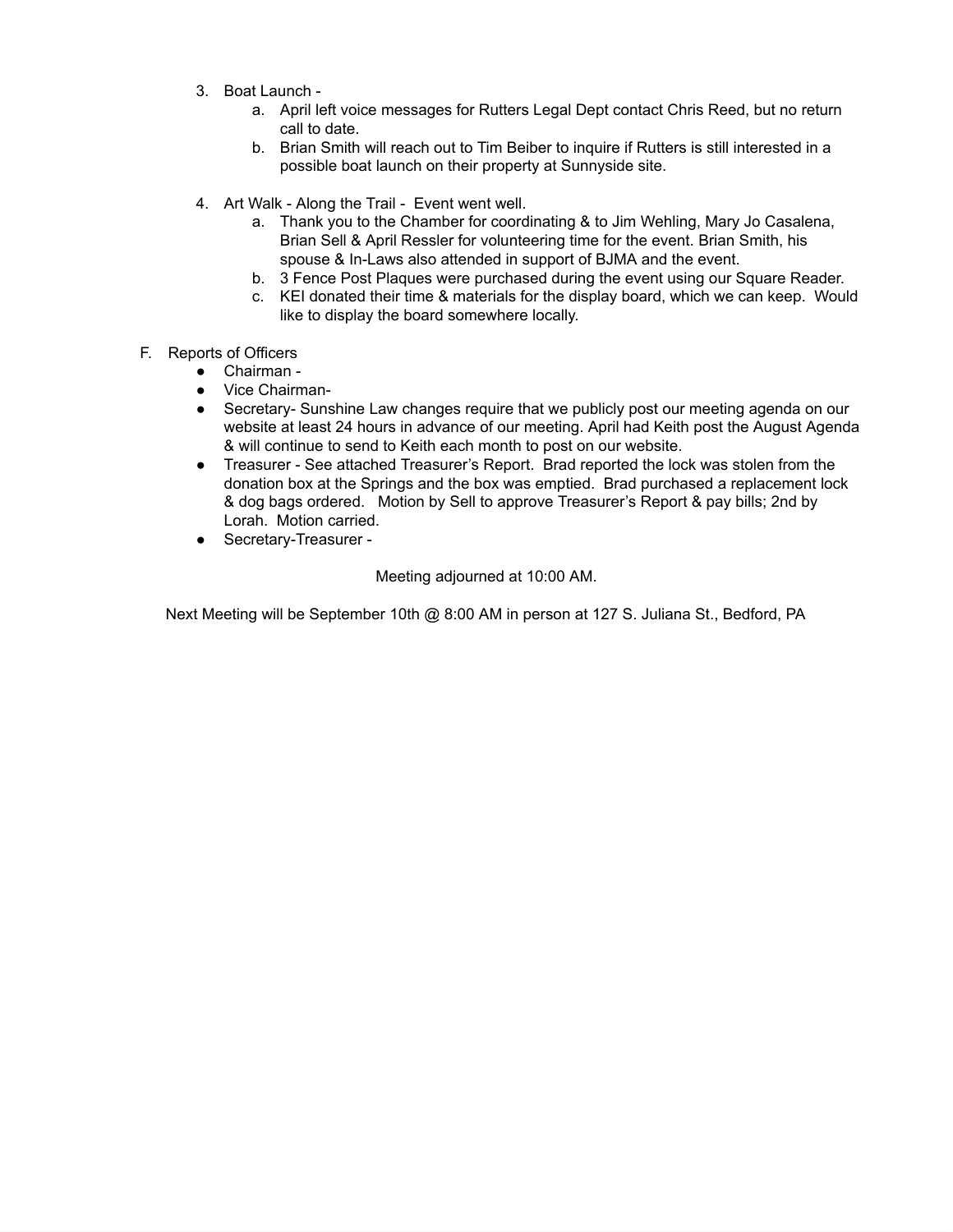3. Boat Launch -
    a. April left voice messages for Rutters Legal Dept contact Chris Reed, but no return call to date.
    b. Brian Smith will reach out to Tim Beiber to inquire if Rutters is still interested in a possible boat launch on their property at Sunnyside site.

4. Art Walk - Along the Trail - Event went well.
    a. Thank you to the Chamber for coordinating & to Jim Wehling, Mary Jo Casalena, Brian Sell & April Ressler for volunteering time for the event. Brian Smith, his spouse & In-Laws also attended in support of BJMA and the event.
    b. 3 Fence Post Plaques were purchased during the event using our Square Reader.
    c. KEI donated their time & materials for the display board, which we can keep. Would like to display the board somewhere locally.

F. Reports of Officers
- Chairman -
- Vice Chairman-
- Secretary- Sunshine Law changes require that we publicly post our meeting agenda on our website at least 24 hours in advance of our meeting. April had Keith post the August Agenda & will continue to send to Keith each month to post on our website.
- Treasurer - See attached Treasurer's Report. Brad reported the lock was stolen from the donation box at the Springs and the box was emptied. Brad purchased a replacement lock & dog bags ordered. Motion by Sell to approve Treasurer's Report & pay bills; 2nd by Lorah. Motion carried.
- Secretary-Treasurer -

Meeting adjourned at 10:00 AM.

Next Meeting will be September 10th @ 8:00 AM in person at 127 S. Juliana St., Bedford, PA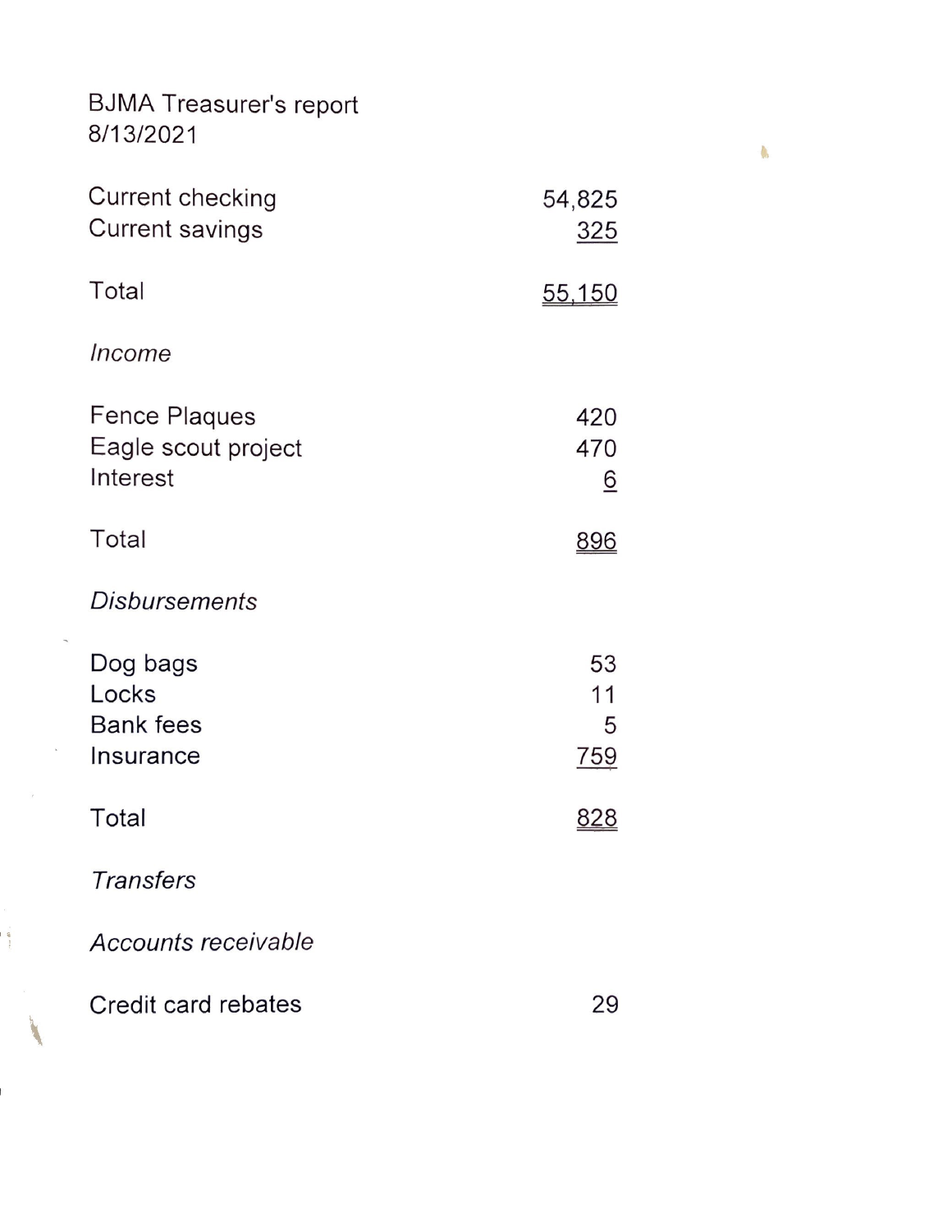BJMA Treasurer's report
8/13/2021

| | |
|---|---|
| Current checking | 54,825 |
| Current savings | 325 |
| Total | 55,150 |
| *Income* | |
| Fence Plaques | 420 |
| Eagle scout project | 470 |
| Interest | 6 |
| Total | 896 |
| *Disbursements* | |
| Dog bags | 53 |
| Locks | 11 |
| Bank fees | 5 |
| Insurance | 759 |
| Total | 828 |
| *Transfers* | |
| *Accounts receivable* | |
| Credit card rebates | 29 |